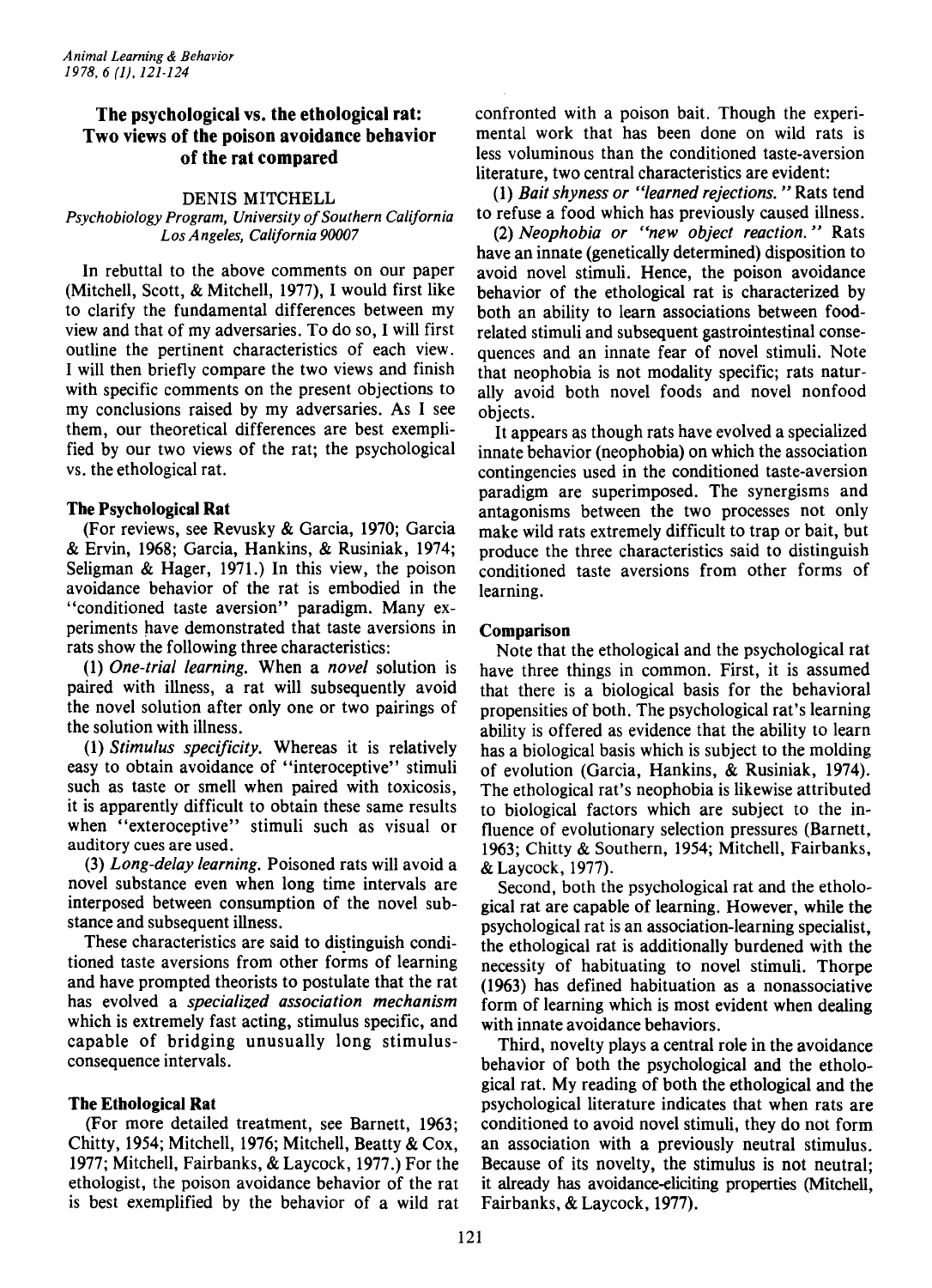# The psychological vs. the ethological rat: Two views of the poison avoidance behavior of the rat compared

DENIS MITCHELL

*Psychobiology Program, University of Southern California Los Angeles, California 90007*

In rebuttal to the above comments on our paper (Mitchell, Scott, & Mitchell, 1977), I would first like to clarify the fundamental differences between my view and that of my adversaries. To do so, I will first outline the pertinent characteristics of each view. I will then briefly compare the two views and finish with specific comments on the present objections to my conclusions raised by my adversaries. As I see them, our theoretical differences are best exemplified by our two views of the rat; the psychological vs. the ethological rat.

## The Psychological Rat

(For reviews, see Revusky & Garcia, 1970; Garcia & Ervin, 1968; Garcia, Hankins, & Rusiniak, 1974; Seligman & Hager, 1971.) In this view, the poison avoidance behavior of the rat is embodied in the "conditioned taste aversion" paradigm. Many experiments have demonstrated that taste aversions in rats show the following three characteristics:

(1) *One-trial learning.* When a *novel* solution is paired with illness, a rat will subsequently avoid the novel solution after only one or two pairings of the solution with illness.

(1) *Stimulus specificity.* Whereas it is relatively easy to obtain avoidance of "interoceptive" stimuli such as taste or smell when paired with toxicosis, it is apparently difficult to obtain these same results when "exteroceptive" stimuli such as visual or auditory cues are used.

(3) *Long-delay learning.* Poisoned rats will avoid a novel substance even when long time intervals are interposed between consumption of the novel substance and subsequent illness.

These characteristics are said to distinguish conditioned taste aversions from other forms of learning and have prompted theorists to postulate that the rat has evolved a *specialized association mechanism* which is extremely fast acting, stimulus specific, and capable of bridging unusually long stimulus-consequence intervals.

## The Ethological Rat

(For more detailed treatment, see Barnett, 1963; Chitty, 1954; Mitchell, 1976; Mitchell, Beatty & Cox, 1977; Mitchell, Fairbanks, & Laycock, 1977.) For the ethologist, the poison avoidance behavior of the rat is best exemplified by the behavior of a wild rat confronted with a poison bait. Though the experimental work that has been done on wild rats is less voluminous than the conditioned taste-aversion literature, two central characteristics are evident:

(1) *Bait shyness or "learned rejections."* Rats tend to refuse a food which has previously caused illness.

(2) *Neophobia or "new object reaction."* Rats have an innate (genetically determined) disposition to avoid novel stimuli. Hence, the poison avoidance behavior of the ethological rat is characterized by both an ability to learn associations between food-related stimuli and subsequent gastrointestinal consequences and an innate fear of novel stimuli. Note that neophobia is not modality specific; rats naturally avoid both novel foods and novel nonfood objects.

It appears as though rats have evolved a specialized innate behavior (neophobia) on which the association contingencies used in the conditioned taste-aversion paradigm are superimposed. The synergisms and antagonisms between the two processes not only make wild rats extremely difficult to trap or bait, but produce the three characteristics said to distinguish conditioned taste aversions from other forms of learning.

## Comparison

Note that the ethological and the psychological rat have three things in common. First, it is assumed that there is a biological basis for the behavioral propensities of both. The psychological rat's learning ability is offered as evidence that the ability to learn has a biological basis which is subject to the molding of evolution (Garcia, Hankins, & Rusiniak, 1974). The ethological rat's neophobia is likewise attributed to biological factors which are subject to the influence of evolutionary selection pressures (Barnett, 1963; Chitty & Southern, 1954; Mitchell, Fairbanks, & Laycock, 1977).

Second, both the psychological rat and the ethological rat are capable of learning. However, while the psychological rat is an association-learning specialist, the ethological rat is additionally burdened with the necessity of habituating to novel stimuli. Thorpe (1963) has defined habituation as a nonassociative form of learning which is most evident when dealing with innate avoidance behaviors.

Third, novelty plays a central role in the avoidance behavior of both the psychological and the ethological rat. My reading of both the ethological and the psychological literature indicates that when rats are conditioned to avoid novel stimuli, they do not form an association with a previously neutral stimulus. Because of its novelty, the stimulus is not neutral; it already has avoidance-eliciting properties (Mitchell, Fairbanks, & Laycock, 1977).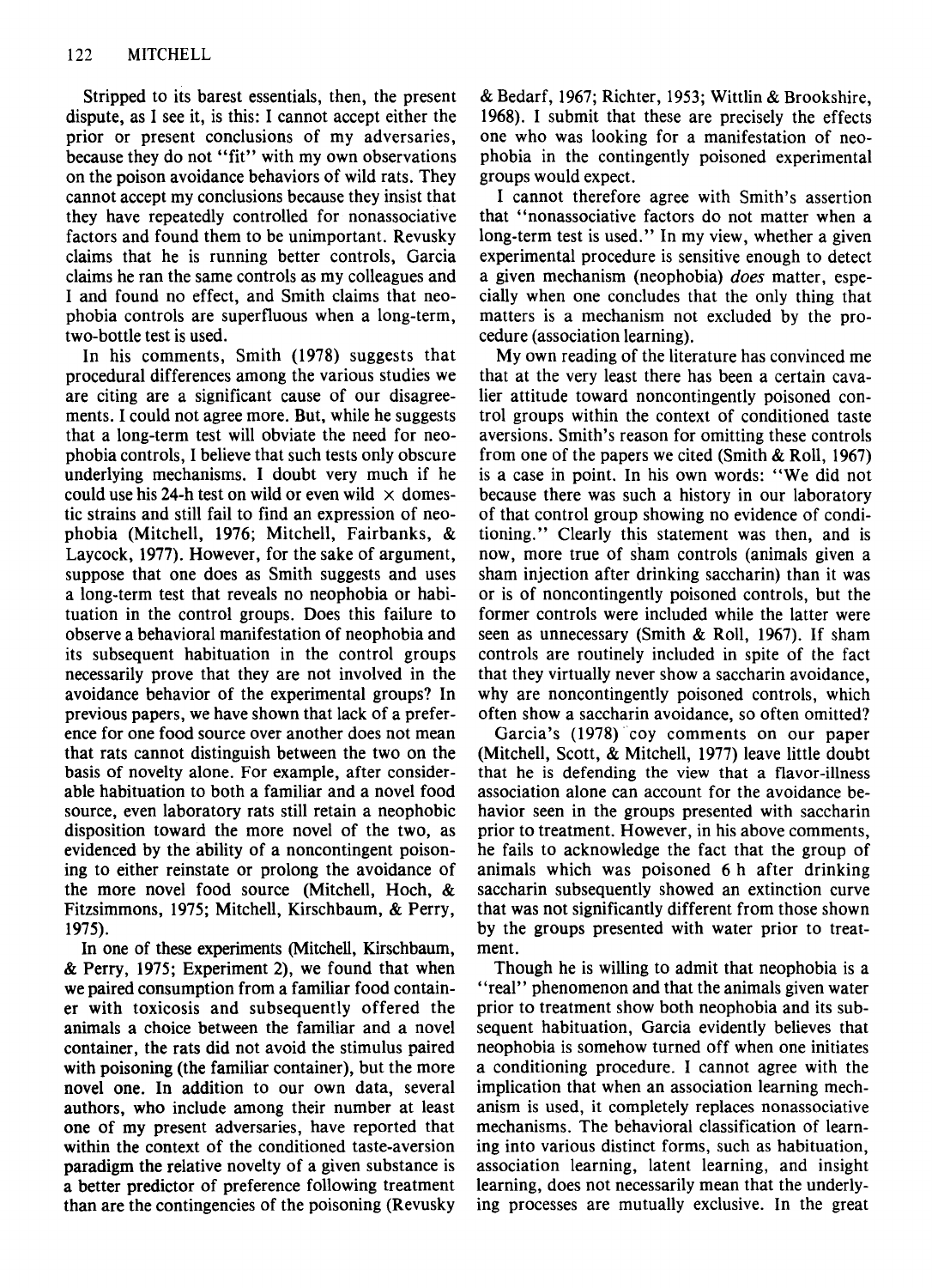Stripped to its barest essentials, then, the present dispute, as I see it, is this: I cannot accept either the prior or present conclusions of my adversaries, because they do not "fit" with my own observations on the poison avoidance behaviors of wild rats. They cannot accept my conclusions because they insist that they have repeatedly controlled for nonassociative factors and found them to be unimportant. Revusky claims that he is running better controls, Garcia claims he ran the same controls as my colleagues and I and found no effect, and Smith claims that neophobia controls are superfluous when a long-term, two-bottle test is used.

In his comments, Smith (1978) suggests that procedural differences among the various studies we are citing are a significant cause of our disagreements. I could not agree more. But, while he suggests that a long-term test will obviate the need for neophobia controls, I believe that such tests only obscure underlying mechanisms. I doubt very much if he could use his 24-h test on wild or even wild × domestic strains and still fail to find an expression of neophobia (Mitchell, 1976; Mitchell, Fairbanks, & Laycock, 1977). However, for the sake of argument, suppose that one does as Smith suggests and uses a long-term test that reveals no neophobia or habituation in the control groups. Does this failure to observe a behavioral manifestation of neophobia and its subsequent habituation in the control groups necessarily prove that they are not involved in the avoidance behavior of the experimental groups? In previous papers, we have shown that lack of a preference for one food source over another does not mean that rats cannot distinguish between the two on the basis of novelty alone. For example, after considerable habituation to both a familiar and a novel food source, even laboratory rats still retain a neophobic disposition toward the more novel of the two, as evidenced by the ability of a noncontingent poisoning to either reinstate or prolong the avoidance of the more novel food source (Mitchell, Hoch, & Fitzsimmons, 1975; Mitchell, Kirschbaum, & Perry, 1975).

In one of these experiments (Mitchell, Kirschbaum, & Perry, 1975; Experiment 2), we found that when we paired consumption from a familiar food container with toxicosis and subsequently offered the animals a choice between the familiar and a novel container, the rats did not avoid the stimulus paired with poisoning (the familiar container), but the more novel one. In addition to our own data, several authors, who include among their number at least one of my present adversaries, have reported that within the context of the conditioned taste-aversion paradigm the relative novelty of a given substance is a better predictor of preference following treatment than are the contingencies of the poisoning (Revusky & Bedarf, 1967; Richter, 1953; Wittlin & Brookshire, 1968). I submit that these are precisely the effects one who was looking for a manifestation of neophobia in the contingently poisoned experimental groups would expect.

I cannot therefore agree with Smith's assertion that "nonassociative factors do not matter when a long-term test is used." In my view, whether a given experimental procedure is sensitive enough to detect a given mechanism (neophobia) *does* matter, especially when one concludes that the only thing that matters is a mechanism not excluded by the procedure (association learning).

My own reading of the literature has convinced me that at the very least there has been a certain cavalier attitude toward noncontingently poisoned control groups within the context of conditioned taste aversions. Smith's reason for omitting these controls from one of the papers we cited (Smith & Roll, 1967) is a case in point. In his own words: "We did not because there was such a history in our laboratory of that control group showing no evidence of conditioning." Clearly this statement was then, and is now, more true of sham controls (animals given a sham injection after drinking saccharin) than it was or is of noncontingently poisoned controls, but the former controls were included while the latter were seen as unnecessary (Smith & Roll, 1967). If sham controls are routinely included in spite of the fact that they virtually never show a saccharin avoidance, why are noncontingently poisoned controls, which often show a saccharin avoidance, so often omitted?

Garcia's (1978) coy comments on our paper (Mitchell, Scott, & Mitchell, 1977) leave little doubt that he is defending the view that a flavor-illness association alone can account for the avoidance behavior seen in the groups presented with saccharin prior to treatment. However, in his above comments, he fails to acknowledge the fact that the group of animals which was poisoned 6 h after drinking saccharin subsequently showed an extinction curve that was not significantly different from those shown by the groups presented with water prior to treatment.

Though he is willing to admit that neophobia is a "real" phenomenon and that the animals given water prior to treatment show both neophobia and its subsequent habituation, Garcia evidently believes that neophobia is somehow turned off when one initiates a conditioning procedure. I cannot agree with the implication that when an association learning mechanism is used, it completely replaces nonassociative mechanisms. The behavioral classification of learning into various distinct forms, such as habituation, association learning, latent learning, and insight learning, does not necessarily mean that the underlying processes are mutually exclusive. In the great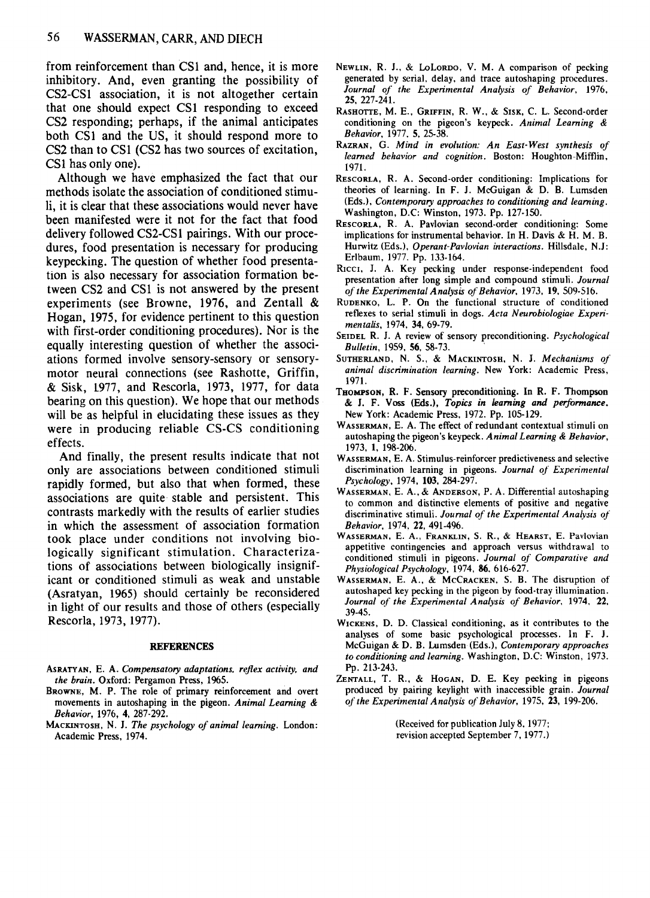from reinforcement than CS1 and, hence, it is more inhibitory. And, even granting the possibility of CS2-CS1 association, it is not altogether certain that one should expect CS1 responding to exceed CS2 responding; perhaps, if the animal anticipates both CS1 and the US, it should respond more to CS2 than to CS1 (CS2 has two sources of excitation, CS1 has only one).

Although we have emphasized the fact that our methods isolate the association of conditioned stimuli, it is clear that these associations would never have been manifested were it not for the fact that food delivery followed CS2-CS1 pairings. With our procedures, food presentation is necessary for producing keypecking. The question of whether food presentation is also necessary for association formation between CS2 and CS1 is not answered by the present experiments (see Browne, 1976, and Zentall & Hogan, 1975, for evidence pertinent to this question with first-order conditioning procedures). Nor is the equally interesting question of whether the associations formed involve sensory-sensory or sensory-motor neural connections (see Rashotte, Griffin, & Sisk, 1977, and Rescorla, 1973, 1977, for data bearing on this question). We hope that our methods will be as helpful in elucidating these issues as they were in producing reliable CS-CS conditioning effects.

And finally, the present results indicate that not only are associations between conditioned stimuli rapidly formed, but also that when formed, these associations are quite stable and persistent. This contrasts markedly with the results of earlier studies in which the assessment of association formation took place under conditions not involving biologically significant stimulation. Characterizations of associations between biologically insignificant or conditioned stimuli as weak and unstable (Asratyan, 1965) should certainly be reconsidered in light of our results and those of others (especially Rescorla, 1973, 1977).

## REFERENCES

Asratyan, E. A. *Compensatory adaptations, reflex activity, and the brain.* Oxford: Pergamon Press, 1965.

Browne, M. P. The role of primary reinforcement and overt movements in autoshaping in the pigeon. *Animal Learning & Behavior*, 1976, **4**, 287-292.

Mackintosh, N. J. *The psychology of animal learning.* London: Academic Press, 1974.

Newlin, R. J., & LoLordo, V. M. A comparison of pecking generated by serial, delay, and trace autoshaping procedures. *Journal of the Experimental Analysis of Behavior*, 1976, **25**, 227-241.

Rashotte, M. E., Griffin, R. W., & Sisk, C. L. Second-order conditioning on the pigeon's keypeck. *Animal Learning & Behavior*, 1977, **5**, 25-38.

Razran, G. *Mind in evolution: An East-West synthesis of learned behavior and cognition.* Boston: Houghton-Mifflin, 1971.

Rescorla, R. A. Second-order conditioning: Implications for theories of learning. In F. J. McGuigan & D. B. Lumsden (Eds.), *Contemporary approaches to conditioning and learning.* Washington, D.C: Winston, 1973. Pp. 127-150.

Rescorla, R. A. Pavlovian second-order conditioning: Some implications for instrumental behavior. In H. Davis & H. M. B. Hurwitz (Eds.), *Operant-Pavlovian interactions.* Hillsdale, N.J: Erlbaum, 1977. Pp. 133-164.

Ricci, J. A. Key pecking under response-independent food presentation after long simple and compound stimuli. *Journal of the Experimental Analysis of Behavior*, 1973, **19**, 509-516.

Rudenko, L. P. On the functional structure of conditioned reflexes to serial stimuli in dogs. *Acta Neurobiologiae Experimentalis*, 1974, **34**, 69-79.

Seidel R. J. A review of sensory preconditioning. *Psychological Bulletin*, 1959, **56**, 58-73.

Sutherland, N. S., & Mackintosh, N. J. *Mechanisms of animal discrimination learning.* New York: Academic Press, 1971.

Thompson, R. F. Sensory preconditioning. In R. F. Thompson & J. F. Voss (Eds.), *Topics in learning and performance.* New York: Academic Press, 1972. Pp. 105-129.

Wasserman, E. A. The effect of redundant contextual stimuli on autoshaping the pigeon's keypeck. *Animal Learning & Behavior*, 1973, **1**, 198-206.

Wasserman, E. A. Stimulus-reinforcer predictiveness and selective discrimination learning in pigeons. *Journal of Experimental Psychology*, 1974, **103**, 284-297.

Wasserman, E. A., & Anderson, P. A. Differential autoshaping to common and distinctive elements of positive and negative discriminative stimuli. *Journal of the Experimental Analysis of Behavior*, 1974, **22**, 491-496.

Wasserman, E. A., Franklin, S. R., & Hearst, E. Pavlovian appetitive contingencies and approach versus withdrawal to conditioned stimuli in pigeons. *Journal of Comparative and Physiological Psychology*, 1974, **86**, 616-627.

Wasserman, E. A., & McCracken, S. B. The disruption of autoshaped key pecking in the pigeon by food-tray illumination. *Journal of the Experimental Analysis of Behavior*, 1974, **22**, 39-45.

Wickens, D. D. Classical conditioning, as it contributes to the analyses of some basic psychological processes. In F. J. McGuigan & D. B. Lumsden (Eds.), *Contemporary approaches to conditioning and learning.* Washington, D.C: Winston, 1973. Pp. 213-243.

Zentall, T. R., & Hogan, D. E. Key pecking in pigeons produced by pairing keylight with inaccessible grain. *Journal of the Experimental Analysis of Behavior*, 1975, **23**, 199-206.

(Received for publication July 8, 1977; revision accepted September 7, 1977.)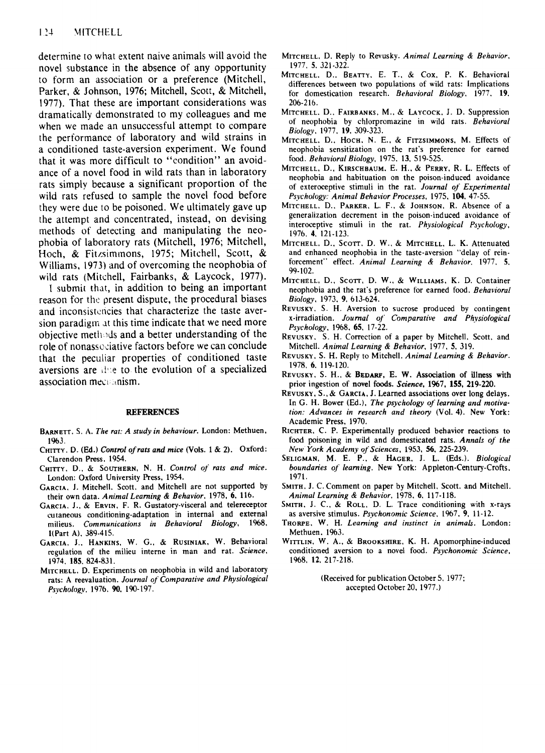determine to what extent naive animals will avoid the novel substance in the absence of any opportunity to form an association or a preference (Mitchell, Parker, & Johnson, 1976; Mitchell, Scott, & Mitchell, 1977). That these are important considerations was dramatically demonstrated to my colleagues and me when we made an unsuccessful attempt to compare the performance of laboratory and wild strains in a conditioned taste-aversion experiment. We found that it was more difficult to "condition" an avoidance of a novel food in wild rats than in laboratory rats simply because a significant proportion of the wild rats refused to sample the novel food before they were due to be poisoned. We ultimately gave up the attempt and concentrated, instead, on devising methods of detecting and manipulating the neophobia of laboratory rats (Mitchell, 1976; Mitchell, Hoch, & Fitzsimmons, 1975; Mitchell, Scott, & Williams, 1973) and of overcoming the neophobia of wild rats (Mitchell, Fairbanks, & Laycock, 1977).

I submit that, in addition to being an important reason for the present dispute, the procedural biases and inconsistencies that characterize the taste aversion paradigm at this time indicate that we need more objective methods and a better understanding of the role of nonassociative factors before we can conclude that the peculiar properties of conditioned taste aversions are due to the evolution of a specialized association mechanism.

## REFERENCES

Barnett, S. A. *The rat: A study in behaviour*. London: Methuen, 1963.

Chitty, D. (Ed.) *Control of rats and mice* (Vols. 1 & 2). Oxford: Clarendon Press, 1954.

Chitty, D., & Southern, N. H. *Control of rats and mice*. London: Oxford University Press, 1954.

Garcia, J. Mitchell, Scott, and Mitchell are not supported by their own data. *Animal Learning & Behavior*, 1978, **6**, 116.

Garcia, J., & Ervin, F. R. Gustatory-visceral and telereceptor cutaneous conditioning-adaptation in internal and external milieus. *Communications in Behavioral Biology*, 1968, **1**(Part A), 389-415.

Garcia, J., Hankins, W. G., & Rusiniak, W. Behavioral regulation of the milieu interne in man and rat. *Science*, 1974, **185**, 824-831.

Mitchell, D. Experiments on neophobia in wild and laboratory rats: A reevaluation. *Journal of Comparative and Physiological Psychology*, 1976, **90**, 190-197.

Mitchell, D. Reply to Revusky. *Animal Learning & Behavior*, 1977, **5**, 321-322.

Mitchell, D., Beatty, E. T., & Cox, P. K. Behavioral differences between two populations of wild rats: Implications for domestication research. *Behavioral Biology*, 1977, **19**, 206-216.

Mitchell, D., Fairbanks, M., & Laycock, J. D. Suppression of neophobia by chlorpromazine in wild rats. *Behavioral Biology*, 1977, **19**, 309-323.

Mitchell, D., Hoch, N. E., & Fitzsimmons, M. Effects of neophobia sensitization on the rat's preference for earned food. *Behavioral Biology*, 1975, **13**, 519-525.

Mitchell, D., Kirschbaum, E. H., & Perry, R. L. Effects of neophobia and habituation on the poison-induced avoidance of exteroceptive stimuli in the rat. *Journal of Experimental Psychology: Animal Behavior Processes*, 1975, **104**, 47-55.

Mitchell, D., Parker, L. F., & Johnson, R. Absence of a generalization decrement in the poison-induced avoidance of interoceptive stimuli in the rat. *Physiological Psychology*, 1976, **4**, 121-123.

Mitchell, D., Scott, D. W., & Mitchell, L. K. Attenuated and enhanced neophobia in the taste-aversion "delay of reinforcement" effect. *Animal Learning & Behavior*, 1977, **5**, 99-102.

Mitchell, D., Scott, D. W., & Williams, K. D. Container neophobia and the rat's preference for earned food. *Behavioral Biology*, 1973, **9**, 613-624.

Revusky, S. H. Aversion to sucrose produced by contingent x-irradiation. *Journal of Comparative and Physiological Psychology*, 1968, **65**, 17-22.

Revusky, S. H. Correction of a paper by Mitchell, Scott, and Mitchell. *Animal Learning & Behavior*, 1977, **5**, 319.

Revusky, S. H. Reply to Mitchell. *Animal Learning & Behavior*. 1978, **6**, 119-120.

Revusky, S. H., & Bedarf, E. W. Association of illness with prior ingestion of novel foods. *Science*, 1967, **155**, 219-220.

Revusky, S., & Garcia, J. Learned associations over long delays. In G. H. Bower (Ed.), *The psychology of learning and motivation: Advances in research and theory* (Vol. 4). New York: Academic Press, 1970.

Richter, C. P. Experimentally produced behavior reactions to food poisoning in wild and domesticated rats. *Annals of the New York Academy of Sciences*, 1953, **56**, 225-239.

Seligman, M. E. P., & Hager, J. L. (Eds.). *Biological boundaries of learning*. New York: Appleton-Century-Crofts, 1971.

Smith, J. C. Comment on paper by Mitchell, Scott, and Mitchell. *Animal Learning & Behavior*, 1978, **6**, 117-118.

Smith, J. C., & Roll, D. L. Trace conditioning with x-rays as aversive stimulus. *Psychonomic Science*, 1967, **9**, 11-12.

Thorpe, W. H. *Learning and instinct in animals*. London: Methuen, 1963.

Wittlin, W. A., & Brookshire, K. H. Apomorphine-induced conditioned aversion to a novel food. *Psychonomic Science*, 1968, **12**, 217-218.

(Received for publication October 5, 1977; accepted October 20, 1977.)